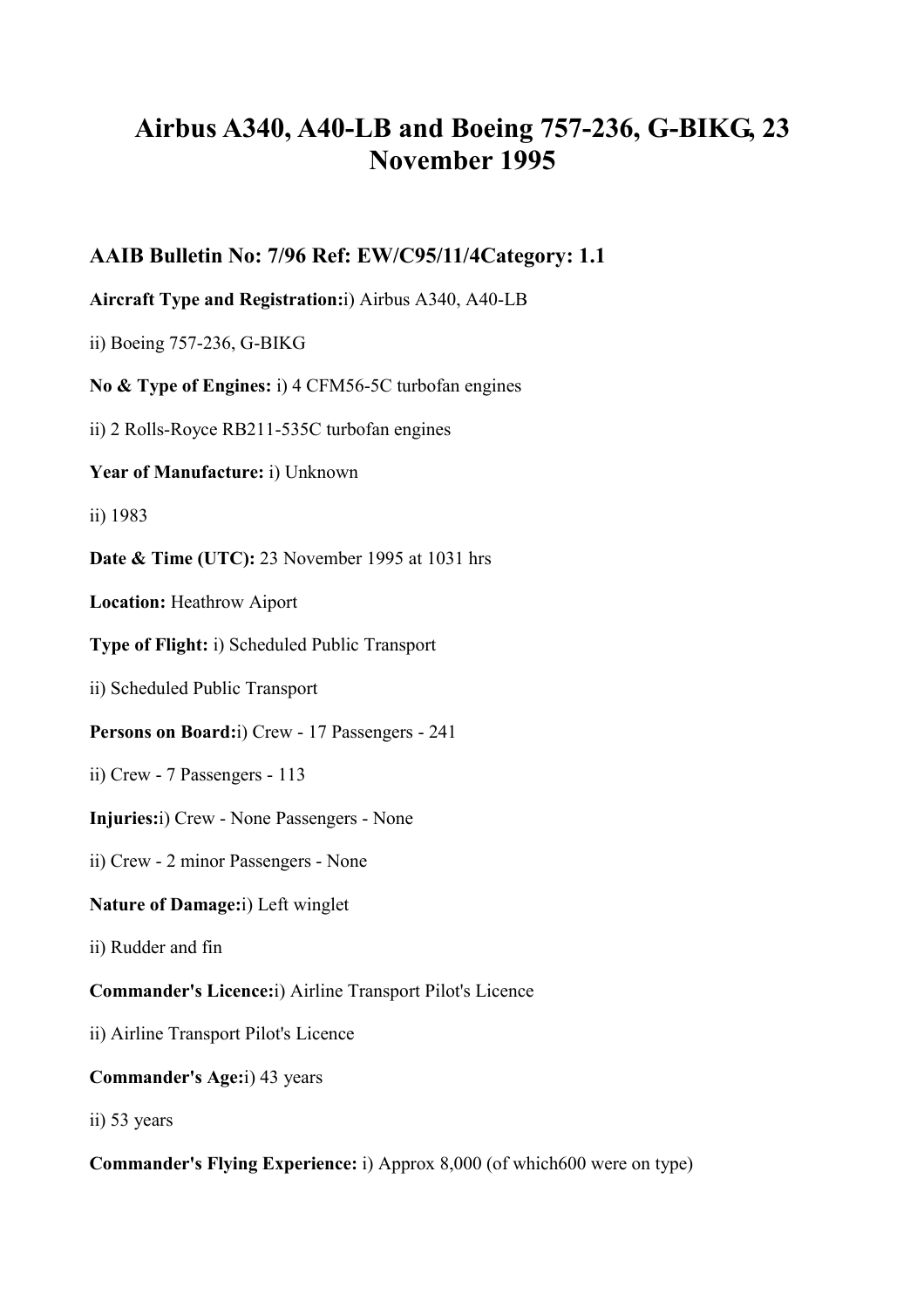# Airbus A340, A40-LB and Boeing 757-236, G-BIKG, 23 November 1995

## AAIB Bulletin No: 7/96 Ref: EW/C95/11/4Category: 1.1

**Aircraft Type and Registration:**i) Airbus A340, A40-LB

ii) Boeing 757-236, G-BIKG

**No & Type of Engines:** i) 4 CFM56-5C turbofan engines

ii) 2 Rolls-Royce RB211-535C turbofan engines

**Year of Manufacture:** i) Unknown

ii) 1983

**Date & Time (UTC):** 23 November 1995 at 1031 hrs

**Location:** Heathrow Aiport

**Type of Flight:** i) Scheduled Public Transport

ii) Scheduled Public Transport

**Persons on Board:**i) Crew - 17 Passengers - 241

ii) Crew - 7 Passengers - 113

**Injuries:**i) Crew - None Passengers - None

ii) Crew - 2 minor Passengers - None

**Nature of Damage:**i) Left winglet

ii) Rudder and fin

**Commander's Licence:**i) Airline Transport Pilot's Licence

ii) Airline Transport Pilot's Licence

**Commander's Age:**i) 43 years

ii) 53 years

**Commander's Flying Experience:** i) Approx 8,000 (of which600 were on type)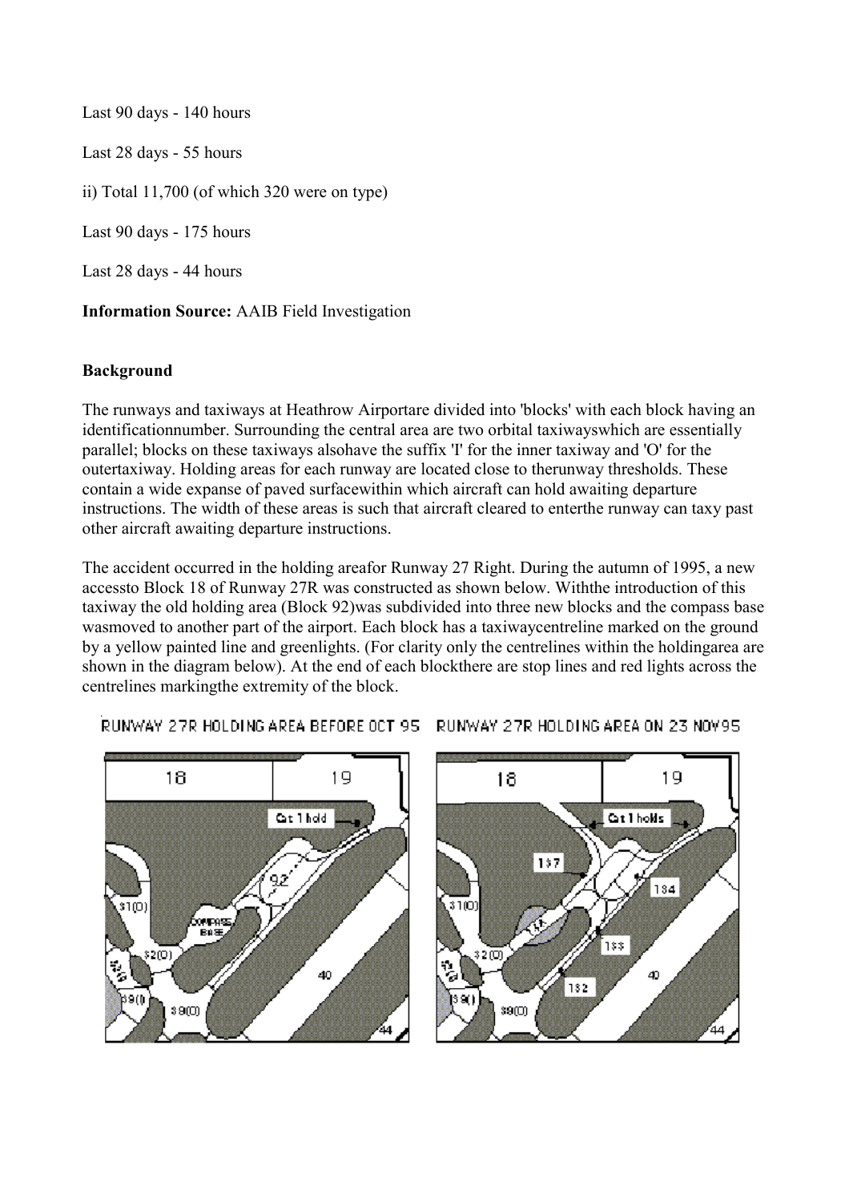Last 90 days - 140 hours

Last 28 days - 55 hours

ii) Total 11,700 (of which 320 were on type)

Last 90 days - 175 hours

Last 28 days - 44 hours

**Information Source:** AAIB Field Investigation

**Background**

The runways and taxiways at Heathrow Airportare divided into 'blocks' with each block having an identificationnumber. Surrounding the central area are two orbital taxiwayswhich are essentially parallel; blocks on these taxiways alsohave the suffix 'I' for the inner taxiway and 'O' for the outertaxiway. Holding areas for each runway are located close to therunway thresholds. These contain a wide expanse of paved surfacewithin which aircraft can hold awaiting departure instructions. The width of these areas is such that aircraft cleared to enterthe runway can taxy past other aircraft awaiting departure instructions.

The accident occurred in the holding areafor Runway 27 Right. During the autumn of 1995, a new accessto Block 18 of Runway 27R was constructed as shown below. Withthe introduction of this taxiway the old holding area (Block 92)was subdivided into three new blocks and the compass base wasmoved to another part of the airport. Each block has a taxiwaycentreline marked on the ground by a yellow painted line and greenlights. (For clarity only the centrelines within the holdingarea are shown in the diagram below). At the end of each blockthere are stop lines and red lights across the centrelines markingthe extremity of the block.

RUNWAY 27R HOLDING AREA BEFORE OCT 95

18
19
Cat 1 hold
92
31(O)
COMPASS BASE
32(O)
39(I)
39(O)
40
44

RUNWAY 27R HOLDING AREA ON 23 NOV95

18
19
Cat 1 holds
187
184
31(O)
183
32(O)
182
39(I)
39(O)
40
44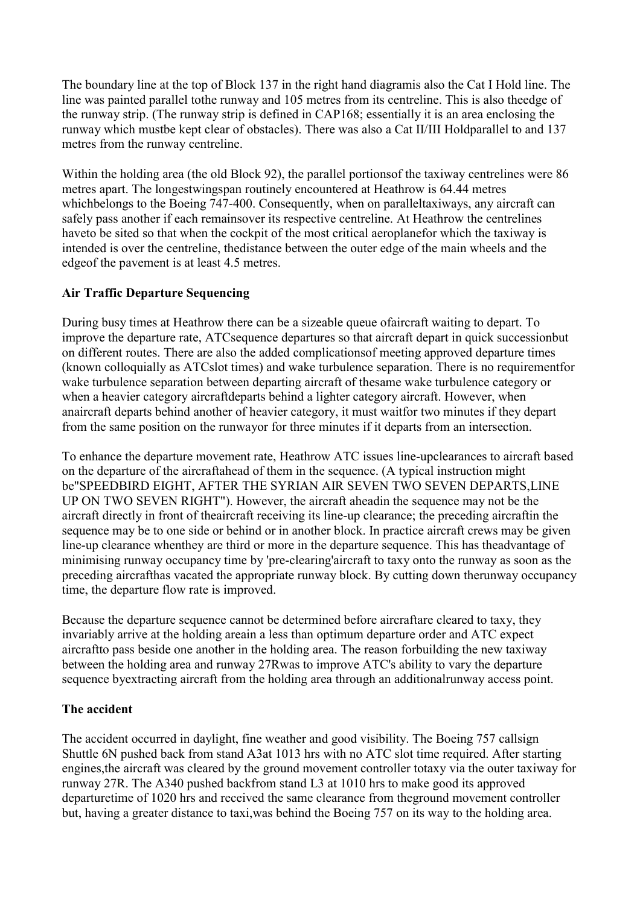The boundary line at the top of Block 137 in the right hand diagramis also the Cat I Hold line. The line was painted parallel tothe runway and 105 metres from its centreline. This is also theedge of the runway strip. (The runway strip is defined in CAP168; essentially it is an area enclosing the runway which mustbe kept clear of obstacles). There was also a Cat II/III Holdparallel to and 137 metres from the runway centreline.

Within the holding area (the old Block 92), the parallel portionsof the taxiway centrelines were 86 metres apart. The longestwingspan routinely encountered at Heathrow is 64.44 metres whichbelongs to the Boeing 747-400. Consequently, when on paralleltaxiways, any aircraft can safely pass another if each remainsover its respective centreline. At Heathrow the centrelines haveto be sited so that when the cockpit of the most critical aeroplanefor which the taxiway is intended is over the centreline, thedistance between the outer edge of the main wheels and the edgeof the pavement is at least 4.5 metres.

**Air Traffic Departure Sequencing**

During busy times at Heathrow there can be a sizeable queue ofaircraft waiting to depart. To improve the departure rate, ATCsequence departures so that aircraft depart in quick successionbut on different routes. There are also the added complicationsof meeting approved departure times (known colloquially as ATCslot times) and wake turbulence separation. There is no requirementfor wake turbulence separation between departing aircraft of thesame wake turbulence category or when a heavier category aircraftdeparts behind a lighter category aircraft. However, when anaircraft departs behind another of heavier category, it must waitfor two minutes if they depart from the same position on the runwayor for three minutes if it departs from an intersection.

To enhance the departure movement rate, Heathrow ATC issues line-upclearances to aircraft based on the departure of the aircraftahead of them in the sequence. (A typical instruction might be"SPEEDBIRD EIGHT, AFTER THE SYRIAN AIR SEVEN TWO SEVEN DEPARTS,LINE UP ON TWO SEVEN RIGHT"). However, the aircraft aheadin the sequence may not be the aircraft directly in front of theaircraft receiving its line-up clearance; the preceding aircraftin the sequence may be to one side or behind or in another block. In practice aircraft crews may be given line-up clearance whenthey are third or more in the departure sequence. This has theadvantage of minimising runway occupancy time by 'pre-clearing'aircraft to taxy onto the runway as soon as the preceding aircrafthas vacated the appropriate runway block. By cutting down therunway occupancy time, the departure flow rate is improved.

Because the departure sequence cannot be determined before aircraftare cleared to taxy, they invariably arrive at the holding areain a less than optimum departure order and ATC expect aircraftto pass beside one another in the holding area. The reason forbuilding the new taxiway between the holding area and runway 27Rwas to improve ATC's ability to vary the departure sequence byextracting aircraft from the holding area through an additionalrunway access point.

**The accident**

The accident occurred in daylight, fine weather and good visibility. The Boeing 757 callsign Shuttle 6N pushed back from stand A3at 1013 hrs with no ATC slot time required. After starting engines,the aircraft was cleared by the ground movement controller totaxy via the outer taxiway for runway 27R. The A340 pushed backfrom stand L3 at 1010 hrs to make good its approved departuretime of 1020 hrs and received the same clearance from theground movement controller but, having a greater distance to taxi,was behind the Boeing 757 on its way to the holding area.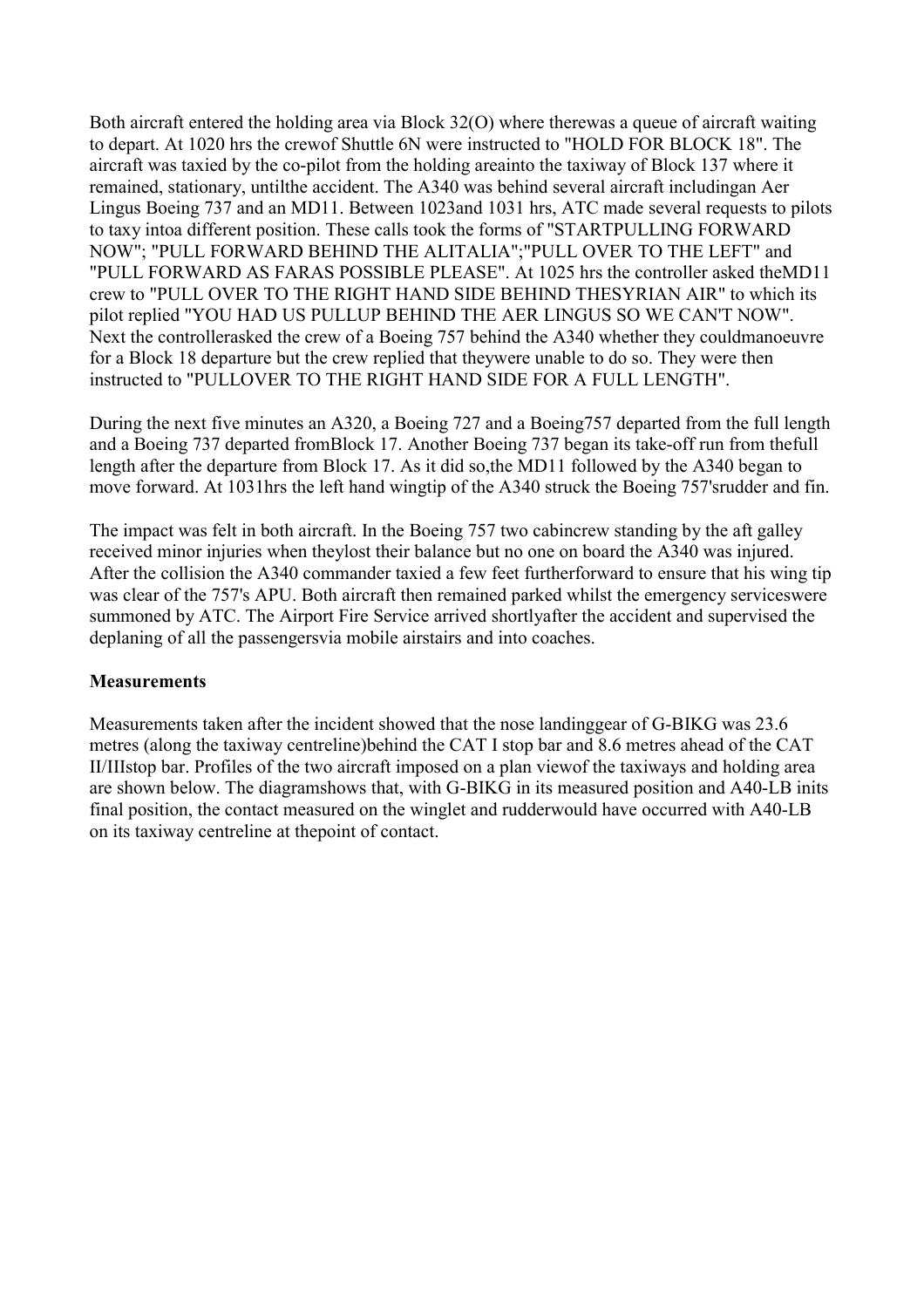Both aircraft entered the holding area via Block 32(O) where therewas a queue of aircraft waiting to depart. At 1020 hrs the crewof Shuttle 6N were instructed to "HOLD FOR BLOCK 18". The aircraft was taxied by the co-pilot from the holding areainto the taxiway of Block 137 where it remained, stationary, untilthe accident. The A340 was behind several aircraft includingan Aer Lingus Boeing 737 and an MD11. Between 1023and 1031 hrs, ATC made several requests to pilots to taxy intoa different position. These calls took the forms of "STARTPULLING FORWARD NOW"; "PULL FORWARD BEHIND THE ALITALIA";"PULL OVER TO THE LEFT" and "PULL FORWARD AS FARAS POSSIBLE PLEASE". At 1025 hrs the controller asked theMD11 crew to "PULL OVER TO THE RIGHT HAND SIDE BEHIND THESYRIAN AIR" to which its pilot replied "YOU HAD US PULLUP BEHIND THE AER LINGUS SO WE CAN'T NOW". Next the controllerasked the crew of a Boeing 757 behind the A340 whether they couldmanoeuvre for a Block 18 departure but the crew replied that theywere unable to do so. They were then instructed to "PULLOVER TO THE RIGHT HAND SIDE FOR A FULL LENGTH".

During the next five minutes an A320, a Boeing 727 and a Boeing757 departed from the full length and a Boeing 737 departed fromBlock 17. Another Boeing 737 began its take-off run from thefull length after the departure from Block 17. As it did so,the MD11 followed by the A340 began to move forward. At 1031hrs the left hand wingtip of the A340 struck the Boeing 757'srudder and fin.

The impact was felt in both aircraft. In the Boeing 757 two cabincrew standing by the aft galley received minor injuries when theylost their balance but no one on board the A340 was injured. After the collision the A340 commander taxied a few feet furtherforward to ensure that his wing tip was clear of the 757's APU. Both aircraft then remained parked whilst the emergency serviceswere summoned by ATC. The Airport Fire Service arrived shortlyafter the accident and supervised the deplaning of all the passengersvia mobile airstairs and into coaches.

**Measurements**

Measurements taken after the incident showed that the nose landinggear of G-BIKG was 23.6 metres (along the taxiway centreline)behind the CAT I stop bar and 8.6 metres ahead of the CAT II/IIIstop bar. Profiles of the two aircraft imposed on a plan viewof the taxiways and holding area are shown below. The diagramshows that, with G-BIKG in its measured position and A40-LB inits final position, the contact measured on the winglet and rudderwould have occurred with A40-LB on its taxiway centreline at thepoint of contact.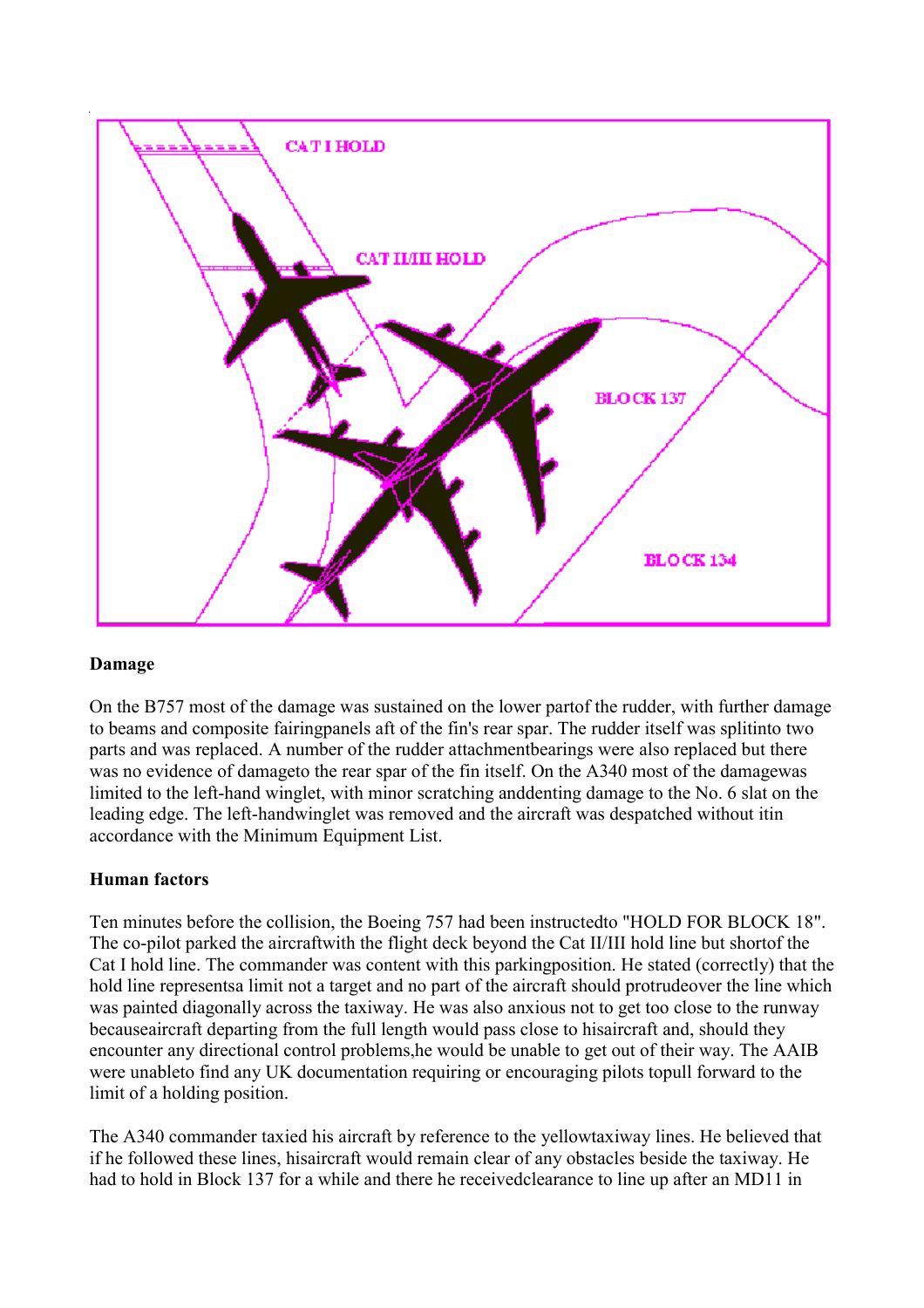**Damage**

On the B757 most of the damage was sustained on the lower partof the rudder, with further damage to beams and composite fairingpanels aft of the fin's rear spar. The rudder itself was splitinto two parts and was replaced. A number of the rudder attachmentbearings were also replaced but there was no evidence of damageto the rear spar of the fin itself. On the A340 most of the damagewas limited to the left-hand winglet, with minor scratching anddenting damage to the No. 6 slat on the leading edge. The left-handwinglet was removed and the aircraft was despatched without itin accordance with the Minimum Equipment List.

**Human factors**

Ten minutes before the collision, the Boeing 757 had been instructedto "HOLD FOR BLOCK 18". The co-pilot parked the aircraftwith the flight deck beyond the Cat II/III hold line but shortof the Cat I hold line. The commander was content with this parkingposition. He stated (correctly) that the hold line representsa limit not a target and no part of the aircraft should protrudeover the line which was painted diagonally across the taxiway. He was also anxious not to get too close to the runway becauseaircraft departing from the full length would pass close to hisaircraft and, should they encounter any directional control problems,he would be unable to get out of their way. The AAIB were unableto find any UK documentation requiring or encouraging pilots topull forward to the limit of a holding position.

The A340 commander taxied his aircraft by reference to the yellowtaxiway lines. He believed that if he followed these lines, hisaircraft would remain clear of any obstacles beside the taxiway. He had to hold in Block 137 for a while and there he receivedclearance to line up after an MD11 in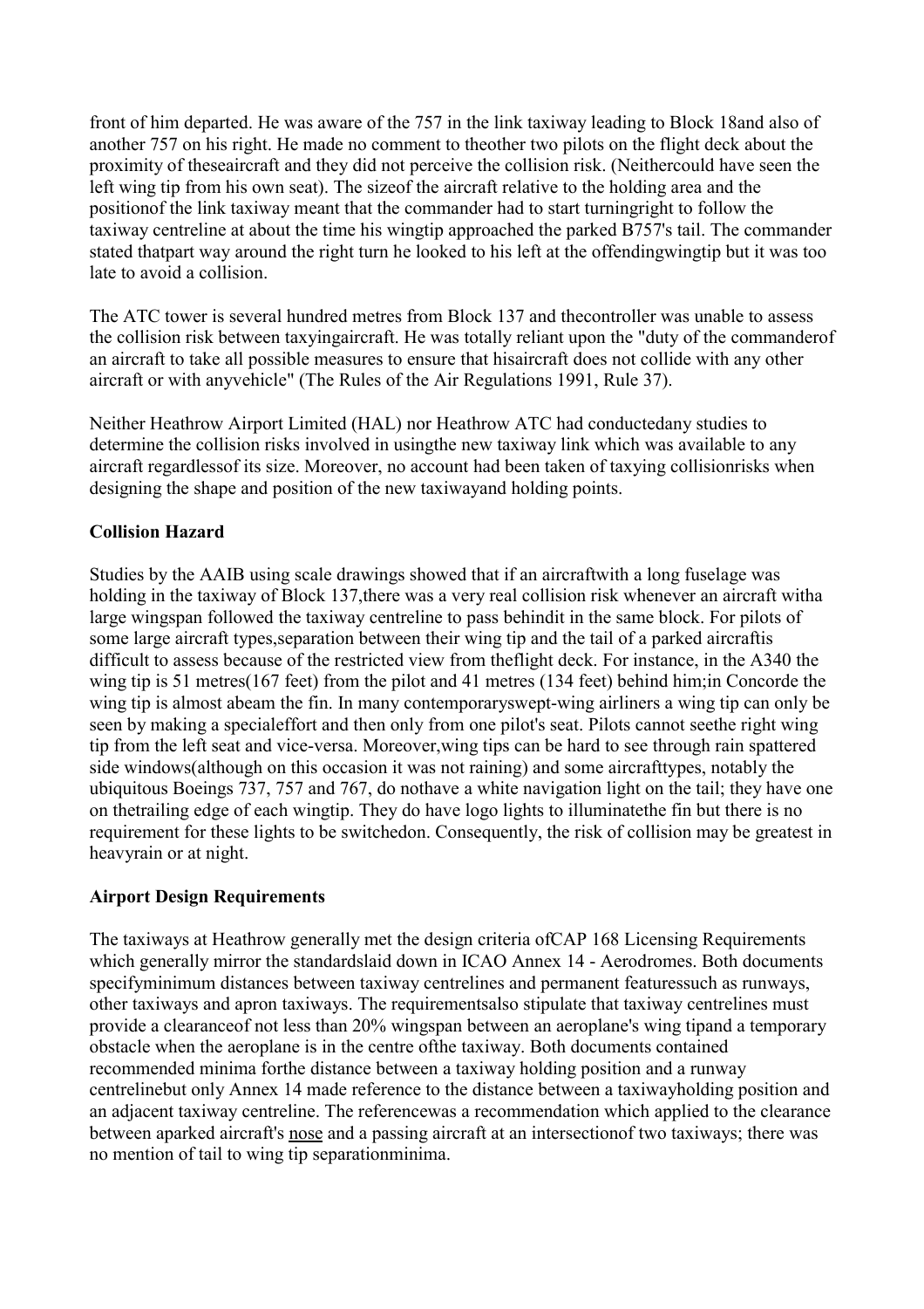front of him departed. He was aware of the 757 in the link taxiway leading to Block 18and also of another 757 on his right. He made no comment to theother two pilots on the flight deck about the proximity of theseaircraft and they did not perceive the collision risk. (Neithercould have seen the left wing tip from his own seat). The sizeof the aircraft relative to the holding area and the positionof the link taxiway meant that the commander had to start turningright to follow the taxiway centreline at about the time his wingtip approached the parked B757's tail. The commander stated thatpart way around the right turn he looked to his left at the offendingwingtip but it was too late to avoid a collision.

The ATC tower is several hundred metres from Block 137 and thecontroller was unable to assess the collision risk between taxyingaircraft. He was totally reliant upon the "duty of the commanderof an aircraft to take all possible measures to ensure that hisaircraft does not collide with any other aircraft or with anyvehicle" (The Rules of the Air Regulations 1991, Rule 37).

Neither Heathrow Airport Limited (HAL) nor Heathrow ATC had conductedany studies to determine the collision risks involved in usingthe new taxiway link which was available to any aircraft regardlessof its size. Moreover, no account had been taken of taxying collisionrisks when designing the shape and position of the new taxiwayand holding points.

**Collision Hazard**

Studies by the AAIB using scale drawings showed that if an aircraftwith a long fuselage was holding in the taxiway of Block 137,there was a very real collision risk whenever an aircraft witha large wingspan followed the taxiway centreline to pass behindit in the same block. For pilots of some large aircraft types,separation between their wing tip and the tail of a parked aircraftis difficult to assess because of the restricted view from theflight deck. For instance, in the A340 the wing tip is 51 metres(167 feet) from the pilot and 41 metres (134 feet) behind him;in Concorde the wing tip is almost abeam the fin. In many contemporaryswept-wing airliners a wing tip can only be seen by making a specialeffort and then only from one pilot's seat. Pilots cannot seethe right wing tip from the left seat and vice-versa. Moreover,wing tips can be hard to see through rain spattered side windows(although on this occasion it was not raining) and some aircrafttypes, notably the ubiquitous Boeings 737, 757 and 767, do nothave a white navigation light on the tail; they have one on thetrailing edge of each wingtip. They do have logo lights to illuminatethe fin but there is no requirement for these lights to be switchedon. Consequently, the risk of collision may be greatest in heavyrain or at night.

**Airport Design Requirements**

The taxiways at Heathrow generally met the design criteria ofCAP 168 Licensing Requirements which generally mirror the standardslaid down in ICAO Annex 14 - Aerodromes. Both documents specifyminimum distances between taxiway centrelines and permanent featuressuch as runways, other taxiways and apron taxiways. The requirementsalso stipulate that taxiway centrelines must provide a clearanceof not less than 20% wingspan between an aeroplane's wing tipand a temporary obstacle when the aeroplane is in the centre ofthe taxiway. Both documents contained recommended minima forthe distance between a taxiway holding position and a runway centrelinebut only Annex 14 made reference to the distance between a taxiwayholding position and an adjacent taxiway centreline. The referencewas a recommendation which applied to the clearance between aparked aircraft's <u>nose</u> and a passing aircraft at an intersectionof two taxiways; there was no mention of tail to wing tip separationminima.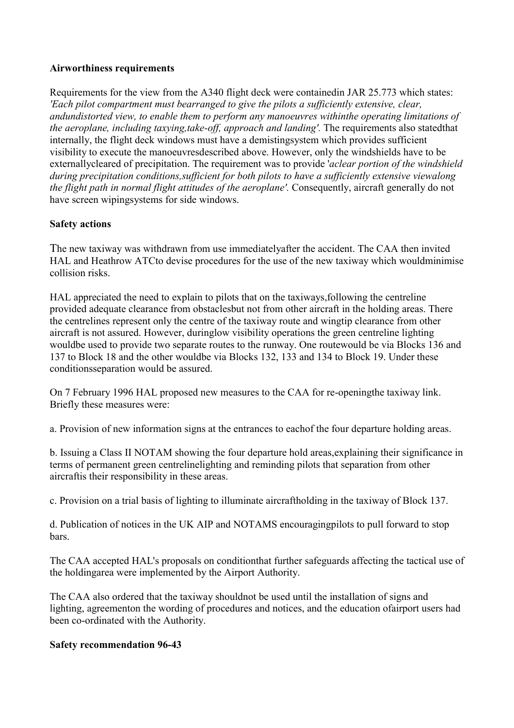**Airworthiness requirements**

Requirements for the view from the A340 flight deck were containedin JAR 25.773 which states: *'Each pilot compartment must bearranged to give the pilots a sufficiently extensive, clear, andundistorted view, to enable them to perform any manoeuvres withinthe operating limitations of the aeroplane, including taxying,take-off, approach and landing'.* The requirements also statedthat internally, the flight deck windows must have a demistingsystem which provides sufficient visibility to execute the manoeuvresdescribed above. However, only the windshields have to be externallycleared of precipitation. The requirement was to provide '*aclear portion of the windshield during precipitation conditions,sufficient for both pilots to have a sufficiently extensive viewalong the flight path in normal flight attitudes of the aeroplane'.* Consequently, aircraft generally do not have screen wipingsystems for side windows.

**Safety actions**

The new taxiway was withdrawn from use immediatelyafter the accident. The CAA then invited HAL and Heathrow ATCto devise procedures for the use of the new taxiway which wouldminimise collision risks.

HAL appreciated the need to explain to pilots that on the taxiways,following the centreline provided adequate clearance from obstaclesbut not from other aircraft in the holding areas. There the centrelines represent only the centre of the taxiway route and wingtip clearance from other aircraft is not assured. However, duringlow visibility operations the green centreline lighting wouldbe used to provide two separate routes to the runway. One routewould be via Blocks 136 and 137 to Block 18 and the other wouldbe via Blocks 132, 133 and 134 to Block 19. Under these conditionsseparation would be assured.

On 7 February 1996 HAL proposed new measures to the CAA for re-openingthe taxiway link. Briefly these measures were:

a. Provision of new information signs at the entrances to eachof the four departure holding areas.

b. Issuing a Class II NOTAM showing the four departure hold areas,explaining their significance in terms of permanent green centrelinelighting and reminding pilots that separation from other aircraftis their responsibility in these areas.

c. Provision on a trial basis of lighting to illuminate aircraftholding in the taxiway of Block 137.

d. Publication of notices in the UK AIP and NOTAMS encouragingpilots to pull forward to stop bars.

The CAA accepted HAL's proposals on conditionthat further safeguards affecting the tactical use of the holdingarea were implemented by the Airport Authority.

The CAA also ordered that the taxiway shouldnot be used until the installation of signs and lighting, agreementon the wording of procedures and notices, and the education ofairport users had been co-ordinated with the Authority.

**Safety recommendation 96-43**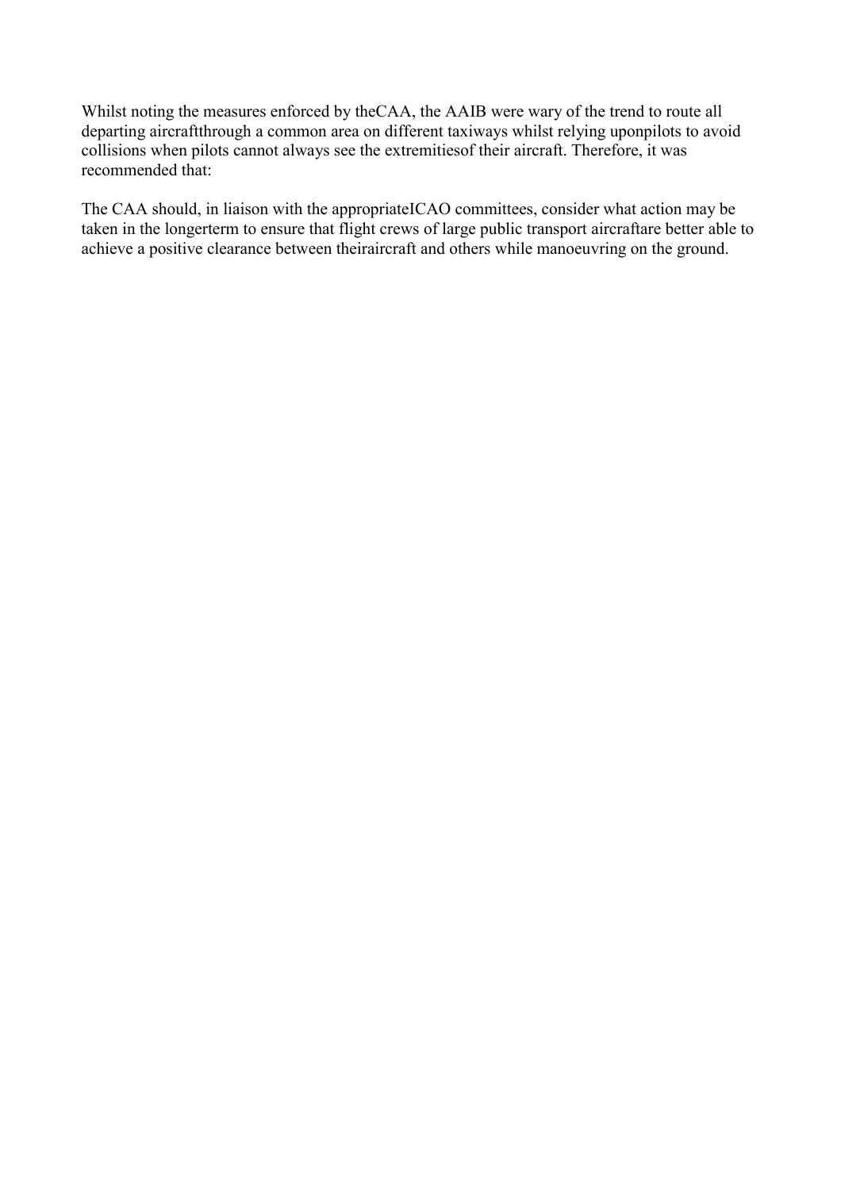Whilst noting the measures enforced by theCAA, the AAIB were wary of the trend to route all departing aircraftthrough a common area on different taxiways whilst relying uponpilots to avoid collisions when pilots cannot always see the extremitiesof their aircraft. Therefore, it was recommended that:

The CAA should, in liaison with the appropriateICAO committees, consider what action may be taken in the longerterm to ensure that flight crews of large public transport aircraftare better able to achieve a positive clearance between theiraircraft and others while manoeuvring on the ground.